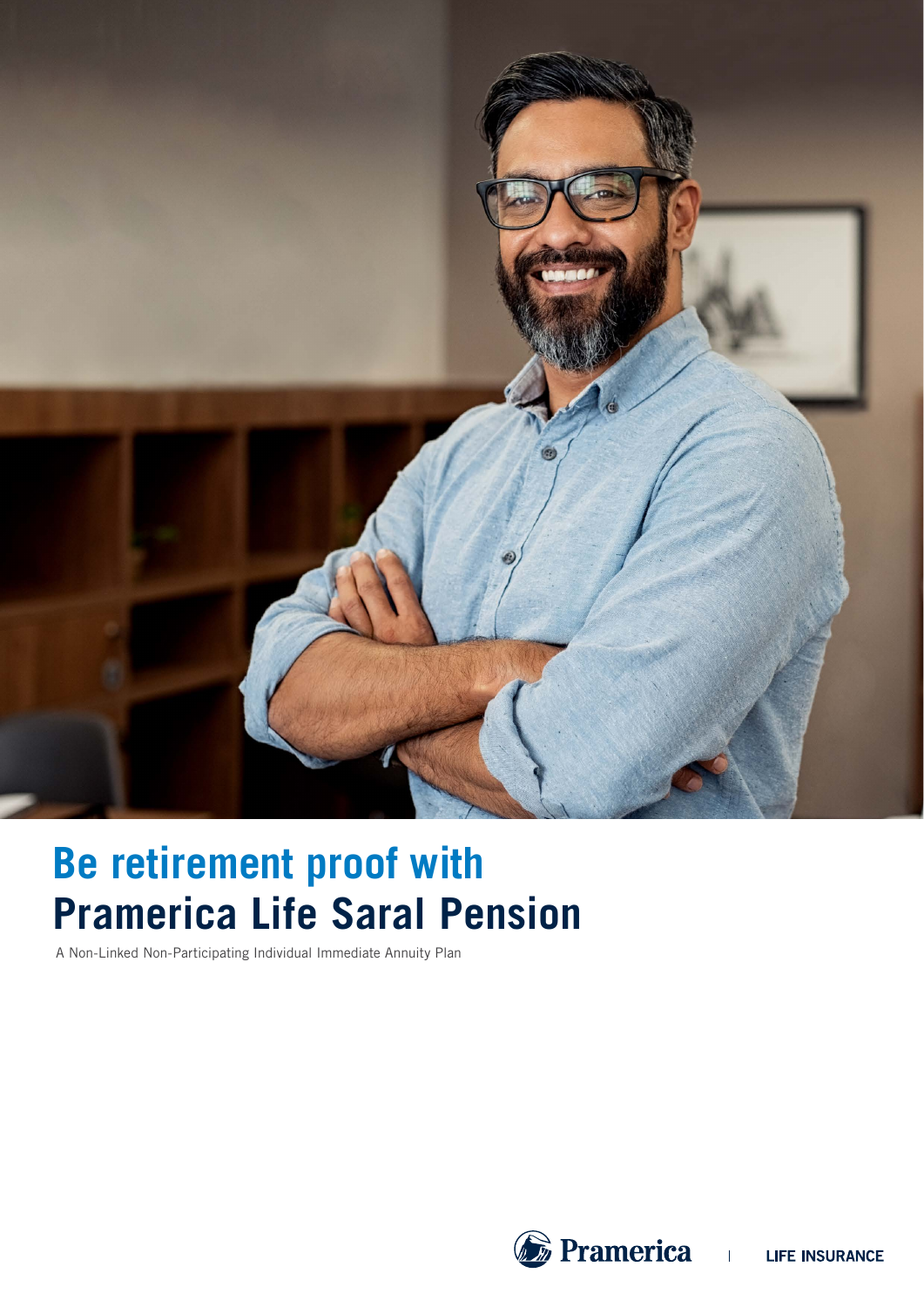# Be retirement proof with Pramerica Life Saral Pension

A Non-Linked Non-Participating Individual Immediate Annuity Plan

Pramerica | LIFE INSURANCE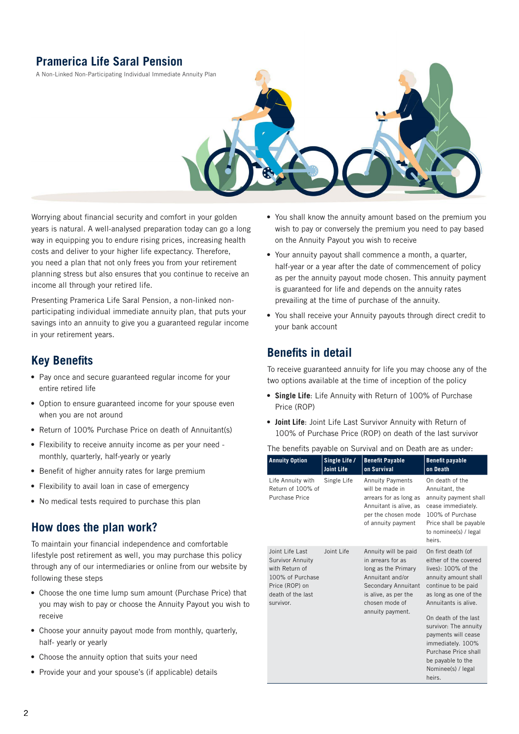# Pramerica Life Saral Pension

A Non-Linked Non-Participating Individual Immediate Annuity Plan

Worrying about financial security and comfort in your golden years is natural. A well-analysed preparation today can go a long way in equipping you to endure rising prices, increasing health costs and deliver to your higher life expectancy. Therefore, you need a plan that not only frees you from your retirement planning stress but also ensures that you continue to receive an income all through your retired life.

Presenting Pramerica Life Saral Pension, a non-linked non-participating individual immediate annuity plan, that puts your savings into an annuity to give you a guaranteed regular income in your retirement years.

## Key Benefits

- Pay once and secure guaranteed regular income for your entire retired life
- Option to ensure guaranteed income for your spouse even when you are not around
- Return of 100% Purchase Price on death of Annuitant(s)
- Flexibility to receive annuity income as per your need - monthly, quarterly, half-yearly or yearly
- Benefit of higher annuity rates for large premium
- Flexibility to avail loan in case of emergency
- No medical tests required to purchase this plan

## How does the plan work?

To maintain your financial independence and comfortable lifestyle post retirement as well, you may purchase this policy through any of our intermediaries or online from our website by following these steps

- Choose the one time lump sum amount (Purchase Price) that you may wish to pay or choose the Annuity Payout you wish to receive
- Choose your annuity payout mode from monthly, quarterly, half- yearly or yearly
- Choose the annuity option that suits your need
- Provide your and your spouse's (if applicable) details
- You shall know the annuity amount based on the premium you wish to pay or conversely the premium you need to pay based on the Annuity Payout you wish to receive
- Your annuity payout shall commence a month, a quarter, half-year or a year after the date of commencement of policy as per the annuity payout mode chosen. This annuity payment is guaranteed for life and depends on the annuity rates prevailing at the time of purchase of the annuity.
- You shall receive your Annuity payouts through direct credit to your bank account

## Benefits in detail

To receive guaranteed annuity for life you may choose any of the two options available at the time of inception of the policy

- **Single Life**: Life Annuity with Return of 100% of Purchase Price (ROP)
- **Joint Life**: Joint Life Last Survivor Annuity with Return of 100% of Purchase Price (ROP) on death of the last survivor

The benefits payable on Survival and on Death are as under:

| Annuity Option | Single Life / Joint Life | Benefit Payable on Survival | Benefit payable on Death |
|---|---|---|---|
| Life Annuity with Return of 100% of Purchase Price | Single Life | Annuity Payments will be made in arrears for as long as Annuitant is alive, as per the chosen mode of annuity payment | On death of the Annuitant, the annuity payment shall cease immediately. 100% of Purchase Price shall be payable to nominee(s) / legal heirs. |
| Joint Life Last Survivor Annuity with Return of 100% of Purchase Price (ROP) on death of the last survivor. | Joint Life | Annuity will be paid in arrears for as long as the Primary Annuitant and/or Secondary Annuitant is alive, as per the chosen mode of annuity payment. | On first death (of either of the covered lives): 100% of the annuity amount shall continue to be paid as long as one of the Annuitants is alive.<br><br>On death of the last survivor: The annuity payments will cease immediately. 100% Purchase Price shall be payable to the Nominee(s) / legal heirs. |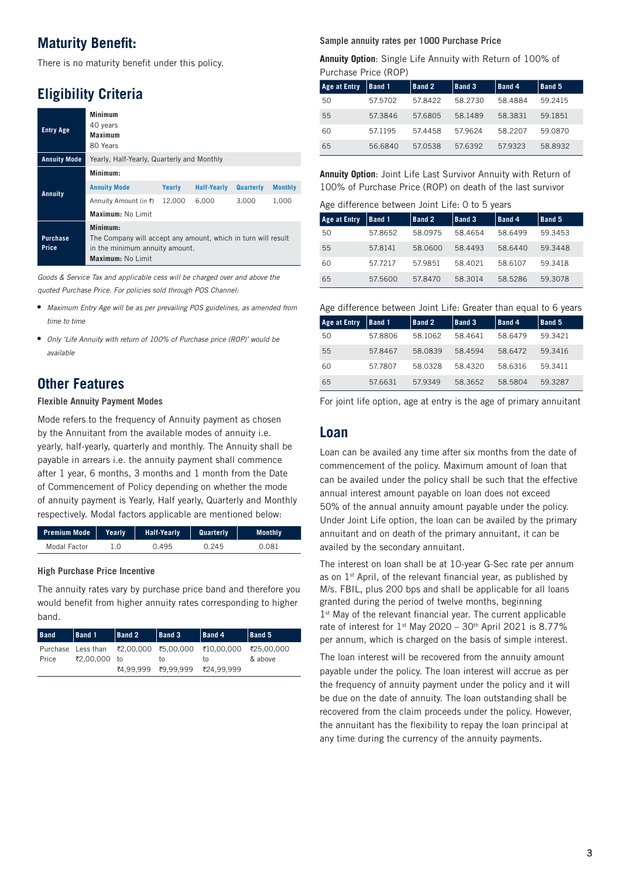## Maturity Benefit:

There is no maturity benefit under this policy.

## Eligibility Criteria

| | | | | | |
|---|---|---|---|---|---|
| **Entry Age** | **Minimum** 40 years **Maximum** 80 Years | | | | |
| **Annuity Mode** | Yearly, Half-Yearly, Quarterly and Monthly | | | | |
| **Annuity** | **Minimum:** | | | | |
| | **Annuity Mode** | **Yearly** | **Half-Yearly** | **Quarterly** | **Monthly** |
| | Annuity Amount (in ₹) | 12,000 | 6,000 | 3,000 | 1,000 |
| | **Maximum:** No Limit | | | | |
| **Purchase Price** | **Minimum:** The Company will accept any amount, which in turn will result in the minimum annuity amount. **Maximum:** No Limit | | | | |

*Goods & Service Tax and applicable cess will be charged over and above the quoted Purchase Price. For policies sold through POS Channel:*

- *Maximum Entry Age will be as per prevailing POS guidelines, as amended from time to time*
- *Only 'Life Annuity with return of 100% of Purchase price (ROP)' would be available*

## Other Features

### Flexible Annuity Payment Modes

Mode refers to the frequency of Annuity payment as chosen by the Annuitant from the available modes of annuity i.e. yearly, half-yearly, quarterly and monthly. The Annuity shall be payable in arrears i.e. the annuity payment shall commence after 1 year, 6 months, 3 months and 1 month from the Date of Commencement of Policy depending on whether the mode of annuity payment is Yearly, Half yearly, Quarterly and Monthly respectively. Modal factors applicable are mentioned below:

| Premium Mode | Yearly | Half-Yearly | Quarterly | Monthly |
|---|---|---|---|---|
| Modal Factor | 1.0 | 0.495 | 0.245 | 0.081 |

### High Purchase Price Incentive

The annuity rates vary by purchase price band and therefore you would benefit from higher annuity rates corresponding to higher band.

| Band | Band 1 | Band 2 | Band 3 | Band 4 | Band 5 |
|---|---|---|---|---|---|
| Purchase Price | Less than ₹2,00,000 | ₹2,00,000 to ₹4,99,999 | ₹5,00,000 to ₹9,99,999 | ₹10,00,000 to ₹24,99,999 | ₹25,00,000 & above |

### Sample annuity rates per 1000 Purchase Price

**Annuity Option**: Single Life Annuity with Return of 100% of Purchase Price (ROP)

| Age at Entry | Band 1 | Band 2 | Band 3 | Band 4 | Band 5 |
|---|---|---|---|---|---|
| 50 | 57.5702 | 57.8422 | 58.2730 | 58.4884 | 59.2415 |
| 55 | 57.3846 | 57.6805 | 58.1489 | 58.3831 | 59.1851 |
| 60 | 57.1195 | 57.4458 | 57.9624 | 58.2207 | 59.0870 |
| 65 | 56.6840 | 57.0538 | 57.6392 | 57.9323 | 58.8932 |

**Annuity Option**: Joint Life Last Survivor Annuity with Return of 100% of Purchase Price (ROP) on death of the last survivor

Age difference between Joint Life: 0 to 5 years

| Age at Entry | Band 1 | Band 2 | Band 3 | Band 4 | Band 5 |
|---|---|---|---|---|---|
| 50 | 57.8652 | 58.0975 | 58.4654 | 58.6499 | 59.3453 |
| 55 | 57.8141 | 58.0600 | 58.4493 | 58.6440 | 59.3448 |
| 60 | 57.7217 | 57.9851 | 58.4021 | 58.6107 | 59.3418 |
| 65 | 57.5600 | 57.8470 | 58.3014 | 58.5286 | 59.3078 |

Age difference between Joint Life: Greater than equal to 6 years

| Age at Entry | Band 1 | Band 2 | Band 3 | Band 4 | Band 5 |
|---|---|---|---|---|---|
| 50 | 57.8806 | 58.1062 | 58.4641 | 58.6479 | 59.3421 |
| 55 | 57.8467 | 58.0839 | 58.4594 | 58.6472 | 59.3416 |
| 60 | 57.7807 | 58.0328 | 58.4320 | 58.6316 | 59.3411 |
| 65 | 57.6631 | 57.9349 | 58.3652 | 58.5804 | 59.3287 |

For joint life option, age at entry is the age of primary annuitant

## Loan

Loan can be availed any time after six months from the date of commencement of the policy. Maximum amount of loan that can be availed under the policy shall be such that the effective annual interest amount payable on loan does not exceed 50% of the annual annuity amount payable under the policy. Under Joint Life option, the loan can be availed by the primary annuitant and on death of the primary annuitant, it can be availed by the secondary annuitant.

The interest on loan shall be at 10-year G-Sec rate per annum as on 1st April, of the relevant financial year, as published by M/s. FBIL, plus 200 bps and shall be applicable for all loans granted during the period of twelve months, beginning 1st May of the relevant financial year. The current applicable rate of interest for 1st May 2020 – 30th April 2021 is 8.77% per annum, which is charged on the basis of simple interest.

The loan interest will be recovered from the annuity amount payable under the policy. The loan interest will accrue as per the frequency of annuity payment under the policy and it will be due on the date of annuity. The loan outstanding shall be recovered from the claim proceeds under the policy. However, the annuitant has the flexibility to repay the loan principal at any time during the currency of the annuity payments.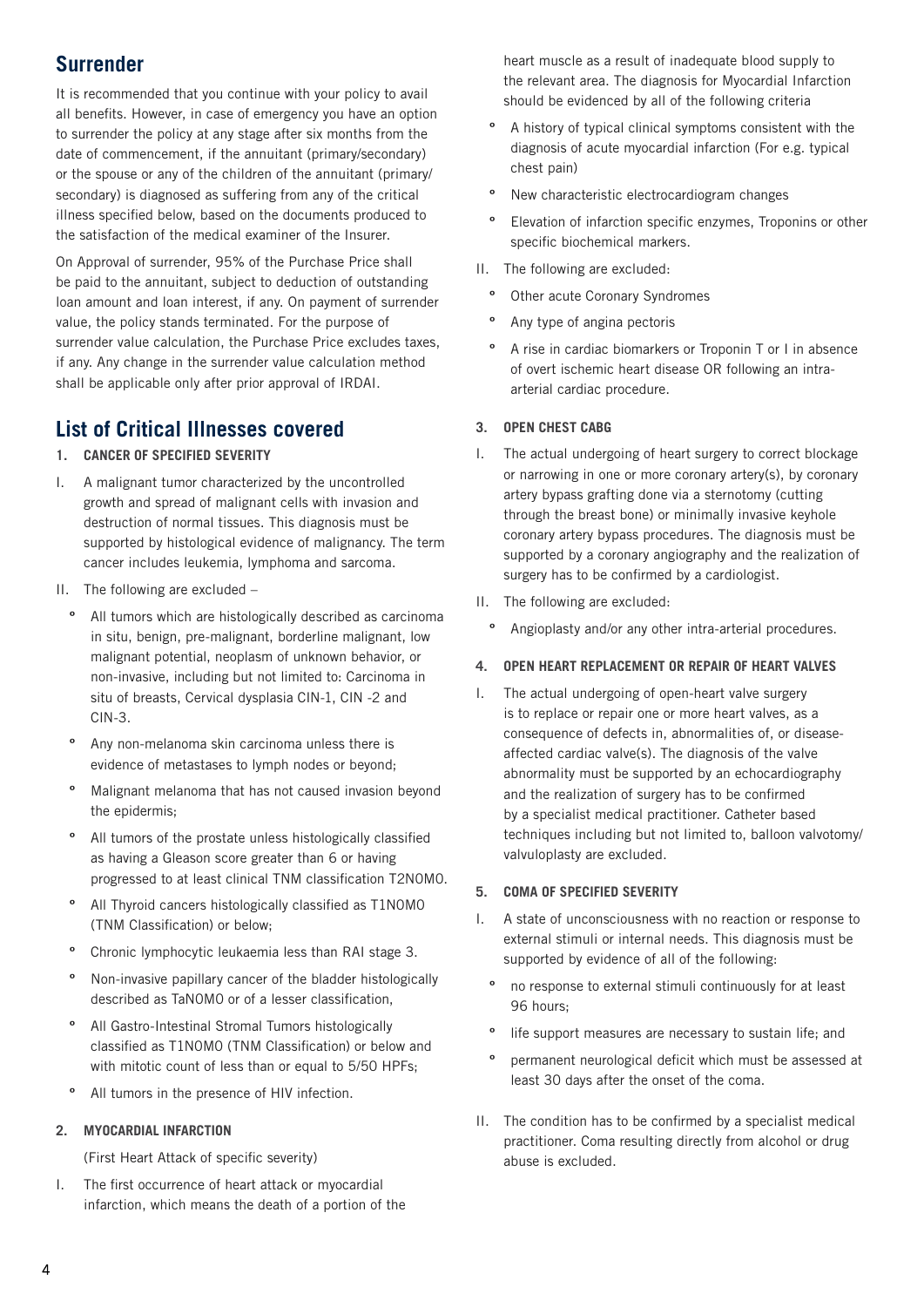## Surrender

It is recommended that you continue with your policy to avail all benefits. However, in case of emergency you have an option to surrender the policy at any stage after six months from the date of commencement, if the annuitant (primary/secondary) or the spouse or any of the children of the annuitant (primary/secondary) is diagnosed as suffering from any of the critical illness specified below, based on the documents produced to the satisfaction of the medical examiner of the Insurer.

On Approval of surrender, 95% of the Purchase Price shall be paid to the annuitant, subject to deduction of outstanding loan amount and loan interest, if any. On payment of surrender value, the policy stands terminated. For the purpose of surrender value calculation, the Purchase Price excludes taxes, if any. Any change in the surrender value calculation method shall be applicable only after prior approval of IRDAI.

## List of Critical Illnesses covered

#### 1. CANCER OF SPECIFIED SEVERITY

I. A malignant tumor characterized by the uncontrolled growth and spread of malignant cells with invasion and destruction of normal tissues. This diagnosis must be supported by histological evidence of malignancy. The term cancer includes leukemia, lymphoma and sarcoma.

II. The following are excluded –

- All tumors which are histologically described as carcinoma in situ, benign, pre-malignant, borderline malignant, low malignant potential, neoplasm of unknown behavior, or non-invasive, including but not limited to: Carcinoma in situ of breasts, Cervical dysplasia CIN-1, CIN -2 and CIN-3.
- Any non-melanoma skin carcinoma unless there is evidence of metastases to lymph nodes or beyond;
- Malignant melanoma that has not caused invasion beyond the epidermis;
- All tumors of the prostate unless histologically classified as having a Gleason score greater than 6 or having progressed to at least clinical TNM classification T2N0M0.
- All Thyroid cancers histologically classified as T1N0M0 (TNM Classification) or below;
- Chronic lymphocytic leukaemia less than RAI stage 3.
- Non-invasive papillary cancer of the bladder histologically described as TaN0M0 or of a lesser classification,
- All Gastro-Intestinal Stromal Tumors histologically classified as T1N0M0 (TNM Classification) or below and with mitotic count of less than or equal to 5/50 HPFs;
- All tumors in the presence of HIV infection.

#### 2. MYOCARDIAL INFARCTION

(First Heart Attack of specific severity)

I. The first occurrence of heart attack or myocardial infarction, which means the death of a portion of the heart muscle as a result of inadequate blood supply to the relevant area. The diagnosis for Myocardial Infarction should be evidenced by all of the following criteria

- A history of typical clinical symptoms consistent with the diagnosis of acute myocardial infarction (For e.g. typical chest pain)
- New characteristic electrocardiogram changes
- Elevation of infarction specific enzymes, Troponins or other specific biochemical markers.

II. The following are excluded:

- Other acute Coronary Syndromes
- Any type of angina pectoris
- A rise in cardiac biomarkers or Troponin T or I in absence of overt ischemic heart disease OR following an intra-arterial cardiac procedure.

#### 3. OPEN CHEST CABG

I. The actual undergoing of heart surgery to correct blockage or narrowing in one or more coronary artery(s), by coronary artery bypass grafting done via a sternotomy (cutting through the breast bone) or minimally invasive keyhole coronary artery bypass procedures. The diagnosis must be supported by a coronary angiography and the realization of surgery has to be confirmed by a cardiologist.

II. The following are excluded:

- Angioplasty and/or any other intra-arterial procedures.

#### 4. OPEN HEART REPLACEMENT OR REPAIR OF HEART VALVES

I. The actual undergoing of open-heart valve surgery is to replace or repair one or more heart valves, as a consequence of defects in, abnormalities of, or disease-affected cardiac valve(s). The diagnosis of the valve abnormality must be supported by an echocardiography and the realization of surgery has to be confirmed by a specialist medical practitioner. Catheter based techniques including but not limited to, balloon valvotomy/valvuloplasty are excluded.

#### 5. COMA OF SPECIFIED SEVERITY

I. A state of unconsciousness with no reaction or response to external stimuli or internal needs. This diagnosis must be supported by evidence of all of the following:

- no response to external stimuli continuously for at least 96 hours;
- life support measures are necessary to sustain life; and
- permanent neurological deficit which must be assessed at least 30 days after the onset of the coma.

II. The condition has to be confirmed by a specialist medical practitioner. Coma resulting directly from alcohol or drug abuse is excluded.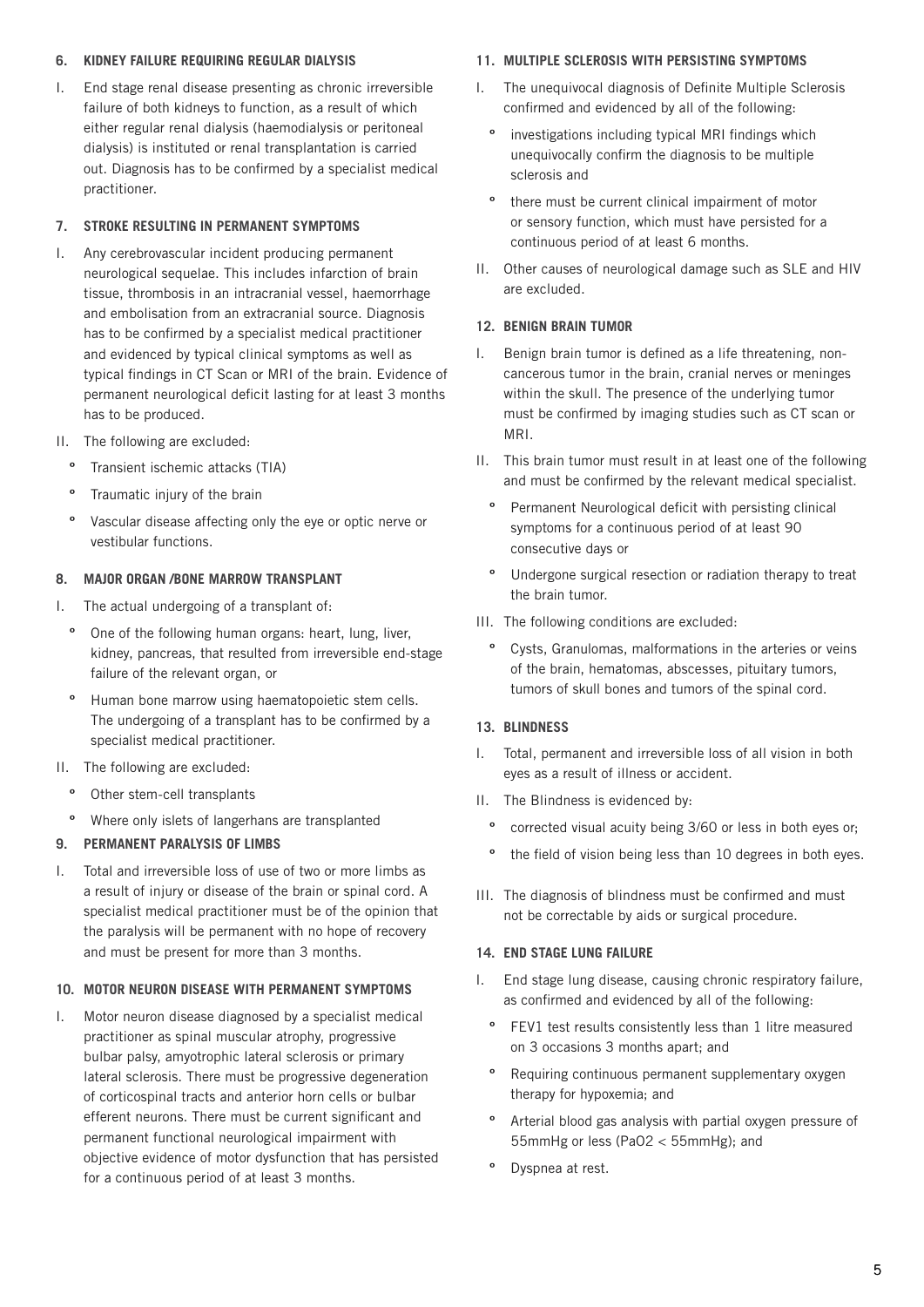### 6. KIDNEY FAILURE REQUIRING REGULAR DIALYSIS

I. End stage renal disease presenting as chronic irreversible failure of both kidneys to function, as a result of which either regular renal dialysis (haemodialysis or peritoneal dialysis) is instituted or renal transplantation is carried out. Diagnosis has to be confirmed by a specialist medical practitioner.

### 7. STROKE RESULTING IN PERMANENT SYMPTOMS

I. Any cerebrovascular incident producing permanent neurological sequelae. This includes infarction of brain tissue, thrombosis in an intracranial vessel, haemorrhage and embolisation from an extracranial source. Diagnosis has to be confirmed by a specialist medical practitioner and evidenced by typical clinical symptoms as well as typical findings in CT Scan or MRI of the brain. Evidence of permanent neurological deficit lasting for at least 3 months has to be produced.

II. The following are excluded:
   - Transient ischemic attacks (TIA)
   - Traumatic injury of the brain
   - Vascular disease affecting only the eye or optic nerve or vestibular functions.

### 8. MAJOR ORGAN /BONE MARROW TRANSPLANT

I. The actual undergoing of a transplant of:
   - One of the following human organs: heart, lung, liver, kidney, pancreas, that resulted from irreversible end-stage failure of the relevant organ, or
   - Human bone marrow using haematopoietic stem cells. The undergoing of a transplant has to be confirmed by a specialist medical practitioner.

II. The following are excluded:
   - Other stem-cell transplants
   - Where only islets of langerhans are transplanted

### 9. PERMANENT PARALYSIS OF LIMBS

I. Total and irreversible loss of use of two or more limbs as a result of injury or disease of the brain or spinal cord. A specialist medical practitioner must be of the opinion that the paralysis will be permanent with no hope of recovery and must be present for more than 3 months.

### 10. MOTOR NEURON DISEASE WITH PERMANENT SYMPTOMS

I. Motor neuron disease diagnosed by a specialist medical practitioner as spinal muscular atrophy, progressive bulbar palsy, amyotrophic lateral sclerosis or primary lateral sclerosis. There must be progressive degeneration of corticospinal tracts and anterior horn cells or bulbar efferent neurons. There must be current significant and permanent functional neurological impairment with objective evidence of motor dysfunction that has persisted for a continuous period of at least 3 months.

### 11. MULTIPLE SCLEROSIS WITH PERSISTING SYMPTOMS

I. The unequivocal diagnosis of Definite Multiple Sclerosis confirmed and evidenced by all of the following:
   - investigations including typical MRI findings which unequivocally confirm the diagnosis to be multiple sclerosis and
   - there must be current clinical impairment of motor or sensory function, which must have persisted for a continuous period of at least 6 months.

II. Other causes of neurological damage such as SLE and HIV are excluded.

### 12. BENIGN BRAIN TUMOR

I. Benign brain tumor is defined as a life threatening, non-cancerous tumor in the brain, cranial nerves or meninges within the skull. The presence of the underlying tumor must be confirmed by imaging studies such as CT scan or MRI.

II. This brain tumor must result in at least one of the following and must be confirmed by the relevant medical specialist.
   - Permanent Neurological deficit with persisting clinical symptoms for a continuous period of at least 90 consecutive days or
   - Undergone surgical resection or radiation therapy to treat the brain tumor.

III. The following conditions are excluded:
   - Cysts, Granulomas, malformations in the arteries or veins of the brain, hematomas, abscesses, pituitary tumors, tumors of skull bones and tumors of the spinal cord.

### 13. BLINDNESS

I. Total, permanent and irreversible loss of all vision in both eyes as a result of illness or accident.

II. The Blindness is evidenced by:
   - corrected visual acuity being 3/60 or less in both eyes or;
   - the field of vision being less than 10 degrees in both eyes.

III. The diagnosis of blindness must be confirmed and must not be correctable by aids or surgical procedure.

### 14. END STAGE LUNG FAILURE

I. End stage lung disease, causing chronic respiratory failure, as confirmed and evidenced by all of the following:
   - FEV1 test results consistently less than 1 litre measured on 3 occasions 3 months apart; and
   - Requiring continuous permanent supplementary oxygen therapy for hypoxemia; and
   - Arterial blood gas analysis with partial oxygen pressure of 55mmHg or less ($PaO_2 < 55mmHg$); and
   - Dyspnea at rest.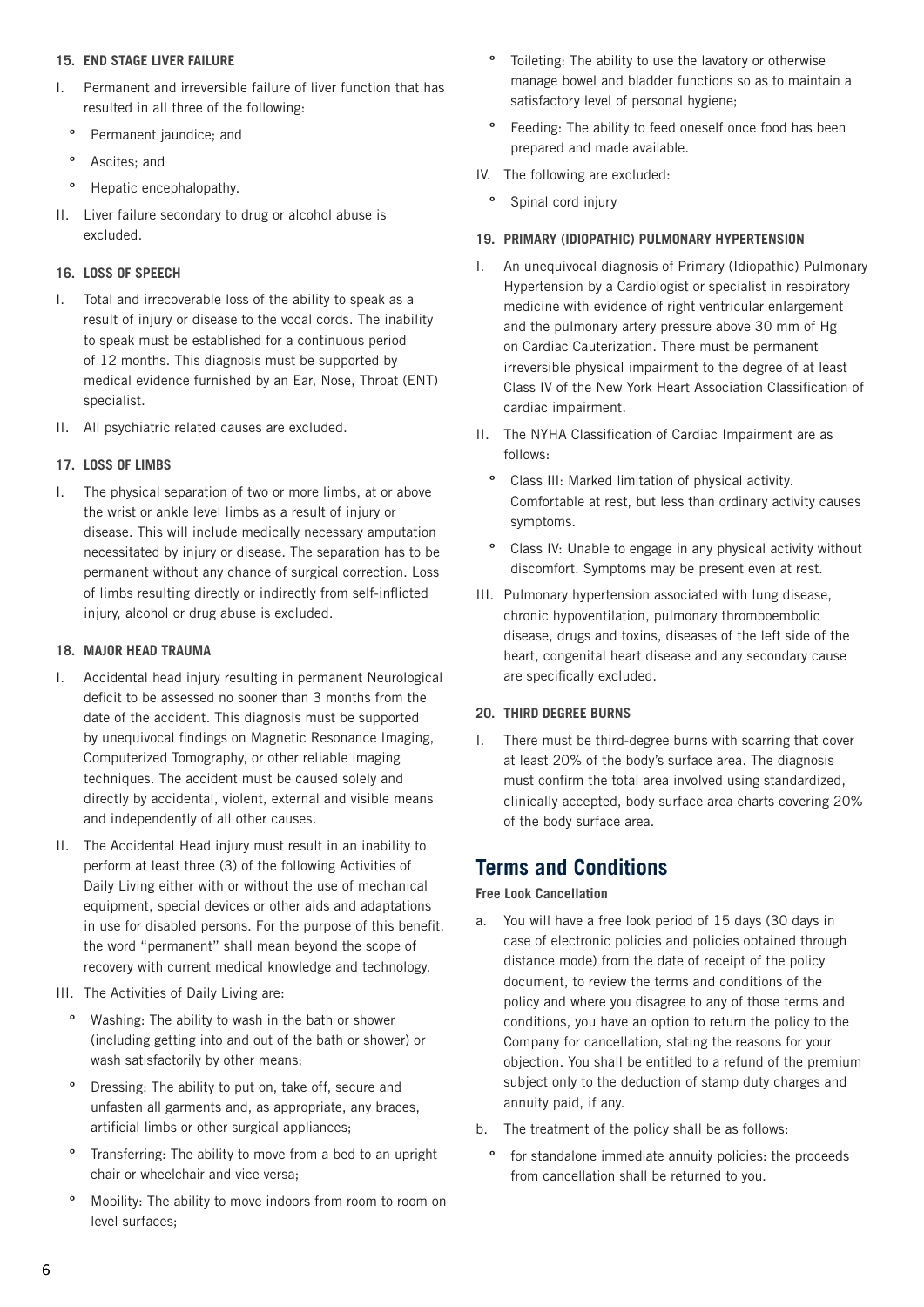#### 15. END STAGE LIVER FAILURE

I. Permanent and irreversible failure of liver function that has resulted in all three of the following:
   - Permanent jaundice; and
   - Ascites; and
   - Hepatic encephalopathy.

II. Liver failure secondary to drug or alcohol abuse is excluded.

#### 16. LOSS OF SPEECH

I. Total and irrecoverable loss of the ability to speak as a result of injury or disease to the vocal cords. The inability to speak must be established for a continuous period of 12 months. This diagnosis must be supported by medical evidence furnished by an Ear, Nose, Throat (ENT) specialist.

II. All psychiatric related causes are excluded.

#### 17. LOSS OF LIMBS

I. The physical separation of two or more limbs, at or above the wrist or ankle level limbs as a result of injury or disease. This will include medically necessary amputation necessitated by injury or disease. The separation has to be permanent without any chance of surgical correction. Loss of limbs resulting directly or indirectly from self-inflicted injury, alcohol or drug abuse is excluded.

#### 18. MAJOR HEAD TRAUMA

I. Accidental head injury resulting in permanent Neurological deficit to be assessed no sooner than 3 months from the date of the accident. This diagnosis must be supported by unequivocal findings on Magnetic Resonance Imaging, Computerized Tomography, or other reliable imaging techniques. The accident must be caused solely and directly by accidental, violent, external and visible means and independently of all other causes.

II. The Accidental Head injury must result in an inability to perform at least three (3) of the following Activities of Daily Living either with or without the use of mechanical equipment, special devices or other aids and adaptations in use for disabled persons. For the purpose of this benefit, the word "permanent" shall mean beyond the scope of recovery with current medical knowledge and technology.

III. The Activities of Daily Living are:
   - Washing: The ability to wash in the bath or shower (including getting into and out of the bath or shower) or wash satisfactorily by other means;
   - Dressing: The ability to put on, take off, secure and unfasten all garments and, as appropriate, any braces, artificial limbs or other surgical appliances;
   - Transferring: The ability to move from a bed to an upright chair or wheelchair and vice versa;
   - Mobility: The ability to move indoors from room to room on level surfaces;
   - Toileting: The ability to use the lavatory or otherwise manage bowel and bladder functions so as to maintain a satisfactory level of personal hygiene;
   - Feeding: The ability to feed oneself once food has been prepared and made available.

IV. The following are excluded:
   - Spinal cord injury

#### 19. PRIMARY (IDIOPATHIC) PULMONARY HYPERTENSION

I. An unequivocal diagnosis of Primary (Idiopathic) Pulmonary Hypertension by a Cardiologist or specialist in respiratory medicine with evidence of right ventricular enlargement and the pulmonary artery pressure above 30 mm of Hg on Cardiac Cauterization. There must be permanent irreversible physical impairment to the degree of at least Class IV of the New York Heart Association Classification of cardiac impairment.

II. The NYHA Classification of Cardiac Impairment are as follows:
   - Class III: Marked limitation of physical activity. Comfortable at rest, but less than ordinary activity causes symptoms.
   - Class IV: Unable to engage in any physical activity without discomfort. Symptoms may be present even at rest.

III. Pulmonary hypertension associated with lung disease, chronic hypoventilation, pulmonary thromboembolic disease, drugs and toxins, diseases of the left side of the heart, congenital heart disease and any secondary cause are specifically excluded.

#### 20. THIRD DEGREE BURNS

I. There must be third-degree burns with scarring that cover at least 20% of the body's surface area. The diagnosis must confirm the total area involved using standardized, clinically accepted, body surface area charts covering 20% of the body surface area.

## Terms and Conditions

**Free Look Cancellation**

a. You will have a free look period of 15 days (30 days in case of electronic policies and policies obtained through distance mode) from the date of receipt of the policy document, to review the terms and conditions of the policy and where you disagree to any of those terms and conditions, you have an option to return the policy to the Company for cancellation, stating the reasons for your objection. You shall be entitled to a refund of the premium subject only to the deduction of stamp duty charges and annuity paid, if any.

b. The treatment of the policy shall be as follows:
   - for standalone immediate annuity policies: the proceeds from cancellation shall be returned to you.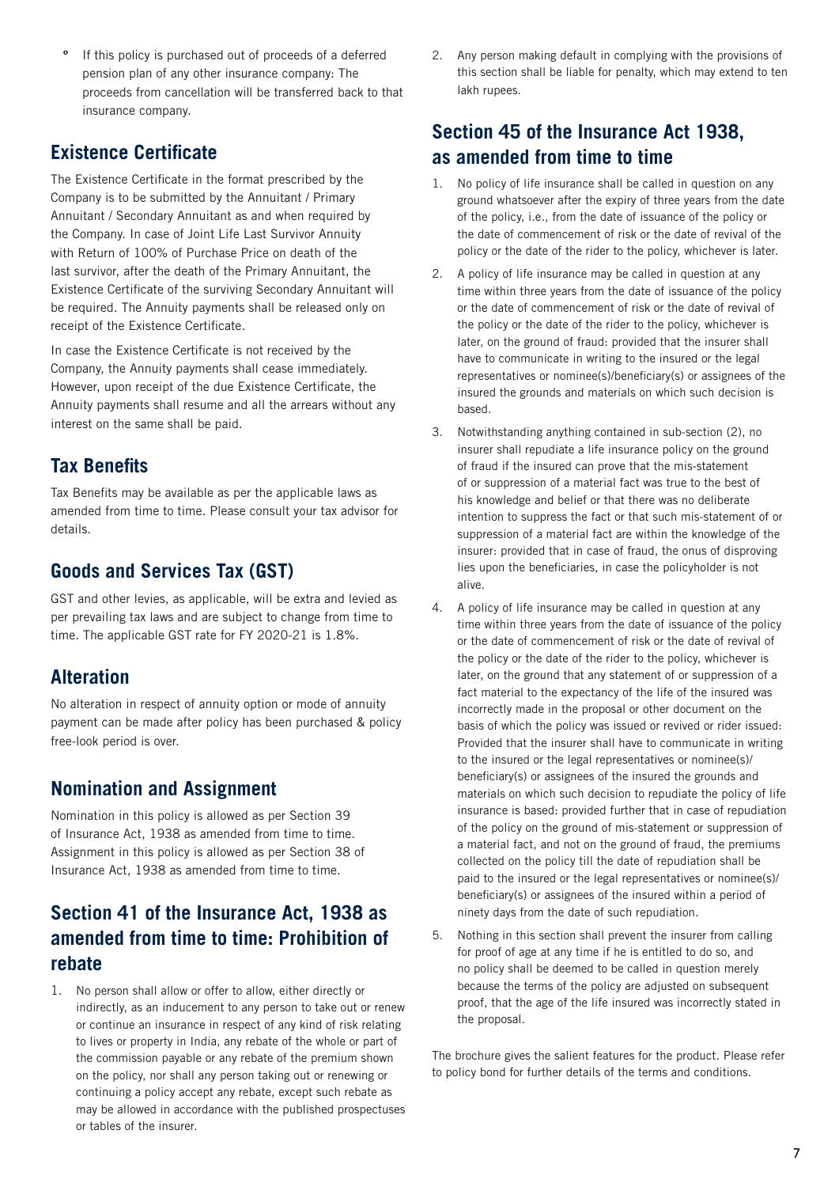- If this policy is purchased out of proceeds of a deferred pension plan of any other insurance company: The proceeds from cancellation will be transferred back to that insurance company.

## Existence Certificate

The Existence Certificate in the format prescribed by the Company is to be submitted by the Annuitant / Primary Annuitant / Secondary Annuitant as and when required by the Company. In case of Joint Life Last Survivor Annuity with Return of 100% of Purchase Price on death of the last survivor, after the death of the Primary Annuitant, the Existence Certificate of the surviving Secondary Annuitant will be required. The Annuity payments shall be released only on receipt of the Existence Certificate.

In case the Existence Certificate is not received by the Company, the Annuity payments shall cease immediately. However, upon receipt of the due Existence Certificate, the Annuity payments shall resume and all the arrears without any interest on the same shall be paid.

## Tax Benefits

Tax Benefits may be available as per the applicable laws as amended from time to time. Please consult your tax advisor for details.

## Goods and Services Tax (GST)

GST and other levies, as applicable, will be extra and levied as per prevailing tax laws and are subject to change from time to time. The applicable GST rate for FY 2020-21 is 1.8%.

## Alteration

No alteration in respect of annuity option or mode of annuity payment can be made after policy has been purchased & policy free-look period is over.

## Nomination and Assignment

Nomination in this policy is allowed as per Section 39 of Insurance Act, 1938 as amended from time to time. Assignment in this policy is allowed as per Section 38 of Insurance Act, 1938 as amended from time to time.

## Section 41 of the Insurance Act, 1938 as amended from time to time: Prohibition of rebate

1. No person shall allow or offer to allow, either directly or indirectly, as an inducement to any person to take out or renew or continue an insurance in respect of any kind of risk relating to lives or property in India, any rebate of the whole or part of the commission payable or any rebate of the premium shown on the policy, nor shall any person taking out or renewing or continuing a policy accept any rebate, except such rebate as may be allowed in accordance with the published prospectuses or tables of the insurer.
2. Any person making default in complying with the provisions of this section shall be liable for penalty, which may extend to ten lakh rupees.

## Section 45 of the Insurance Act 1938, as amended from time to time

1. No policy of life insurance shall be called in question on any ground whatsoever after the expiry of three years from the date of the policy, i.e., from the date of issuance of the policy or the date of commencement of risk or the date of revival of the policy or the date of the rider to the policy, whichever is later.
2. A policy of life insurance may be called in question at any time within three years from the date of issuance of the policy or the date of commencement of risk or the date of revival of the policy or the date of the rider to the policy, whichever is later, on the ground of fraud: provided that the insurer shall have to communicate in writing to the insured or the legal representatives or nominee(s)/beneficiary(s) or assignees of the insured the grounds and materials on which such decision is based.
3. Notwithstanding anything contained in sub-section (2), no insurer shall repudiate a life insurance policy on the ground of fraud if the insured can prove that the mis-statement of or suppression of a material fact was true to the best of his knowledge and belief or that there was no deliberate intention to suppress the fact or that such mis-statement of or suppression of a material fact are within the knowledge of the insurer: provided that in case of fraud, the onus of disproving lies upon the beneficiaries, in case the policyholder is not alive.
4. A policy of life insurance may be called in question at any time within three years from the date of issuance of the policy or the date of commencement of risk or the date of revival of the policy or the date of the rider to the policy, whichever is later, on the ground that any statement of or suppression of a fact material to the expectancy of the life of the insured was incorrectly made in the proposal or other document on the basis of which the policy was issued or revived or rider issued: Provided that the insurer shall have to communicate in writing to the insured or the legal representatives or nominee(s)/ beneficiary(s) or assignees of the insured the grounds and materials on which such decision to repudiate the policy of life insurance is based: provided further that in case of repudiation of the policy on the ground of mis-statement or suppression of a material fact, and not on the ground of fraud, the premiums collected on the policy till the date of repudiation shall be paid to the insured or the legal representatives or nominee(s)/ beneficiary(s) or assignees of the insured within a period of ninety days from the date of such repudiation.
5. Nothing in this section shall prevent the insurer from calling for proof of age at any time if he is entitled to do so, and no policy shall be deemed to be called in question merely because the terms of the policy are adjusted on subsequent proof, that the age of the life insured was incorrectly stated in the proposal.

The brochure gives the salient features for the product. Please refer to policy bond for further details of the terms and conditions.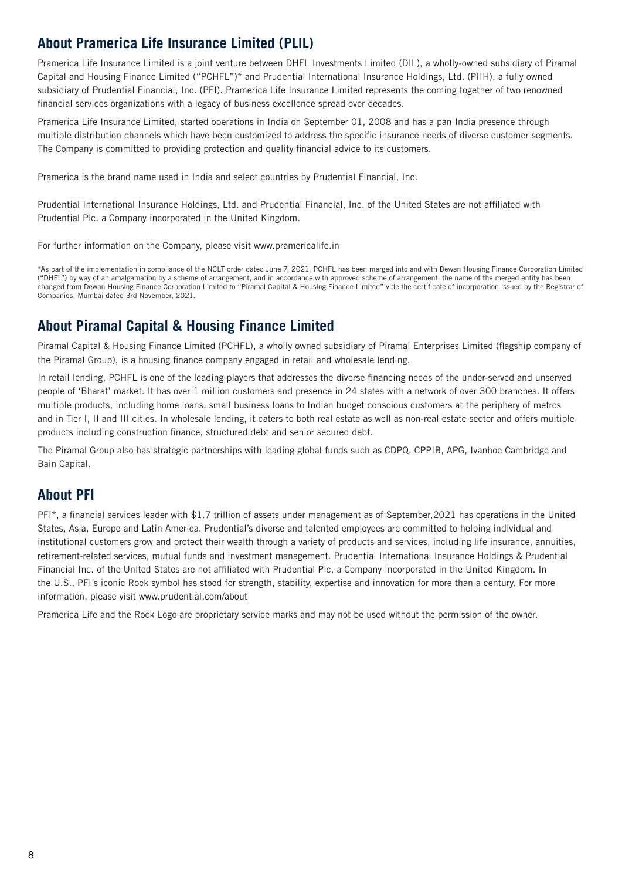## About Pramerica Life Insurance Limited (PLIL)

Pramerica Life Insurance Limited is a joint venture between DHFL Investments Limited (DIL), a wholly-owned subsidiary of Piramal Capital and Housing Finance Limited ("PCHFL")* and Prudential International Insurance Holdings, Ltd. (PIIH), a fully owned subsidiary of Prudential Financial, Inc. (PFI). Pramerica Life Insurance Limited represents the coming together of two renowned financial services organizations with a legacy of business excellence spread over decades.

Pramerica Life Insurance Limited, started operations in India on September 01, 2008 and has a pan India presence through multiple distribution channels which have been customized to address the specific insurance needs of diverse customer segments. The Company is committed to providing protection and quality financial advice to its customers.

Pramerica is the brand name used in India and select countries by Prudential Financial, Inc.

Prudential International Insurance Holdings, Ltd. and Prudential Financial, Inc. of the United States are not affiliated with Prudential Plc. a Company incorporated in the United Kingdom.

For further information on the Company, please visit www.pramericalife.in

*As part of the implementation in compliance of the NCLT order dated June 7, 2021, PCHFL has been merged into and with Dewan Housing Finance Corporation Limited ("DHFL") by way of an amalgamation by a scheme of arrangement, and in accordance with approved scheme of arrangement, the name of the merged entity has been changed from Dewan Housing Finance Corporation Limited to "Piramal Capital & Housing Finance Limited" vide the certificate of incorporation issued by the Registrar of Companies, Mumbai dated 3rd November, 2021.

## About Piramal Capital & Housing Finance Limited

Piramal Capital & Housing Finance Limited (PCHFL), a wholly owned subsidiary of Piramal Enterprises Limited (flagship company of the Piramal Group), is a housing finance company engaged in retail and wholesale lending.

In retail lending, PCHFL is one of the leading players that addresses the diverse financing needs of the under-served and unserved people of 'Bharat' market. It has over 1 million customers and presence in 24 states with a network of over 300 branches. It offers multiple products, including home loans, small business loans to Indian budget conscious customers at the periphery of metros and in Tier I, II and III cities. In wholesale lending, it caters to both real estate as well as non-real estate sector and offers multiple products including construction finance, structured debt and senior secured debt.

The Piramal Group also has strategic partnerships with leading global funds such as CDPQ, CPPIB, APG, Ivanhoe Cambridge and Bain Capital.

## About PFI

PFI*, a financial services leader with $1.7 trillion of assets under management as of September,2021 has operations in the United States, Asia, Europe and Latin America. Prudential's diverse and talented employees are committed to helping individual and institutional customers grow and protect their wealth through a variety of products and services, including life insurance, annuities, retirement-related services, mutual funds and investment management. Prudential International Insurance Holdings & Prudential Financial Inc. of the United States are not affiliated with Prudential Plc, a Company incorporated in the United Kingdom. In the U.S., PFI's iconic Rock symbol has stood for strength, stability, expertise and innovation for more than a century. For more information, please visit www.prudential.com/about

Pramerica Life and the Rock Logo are proprietary service marks and may not be used without the permission of the owner.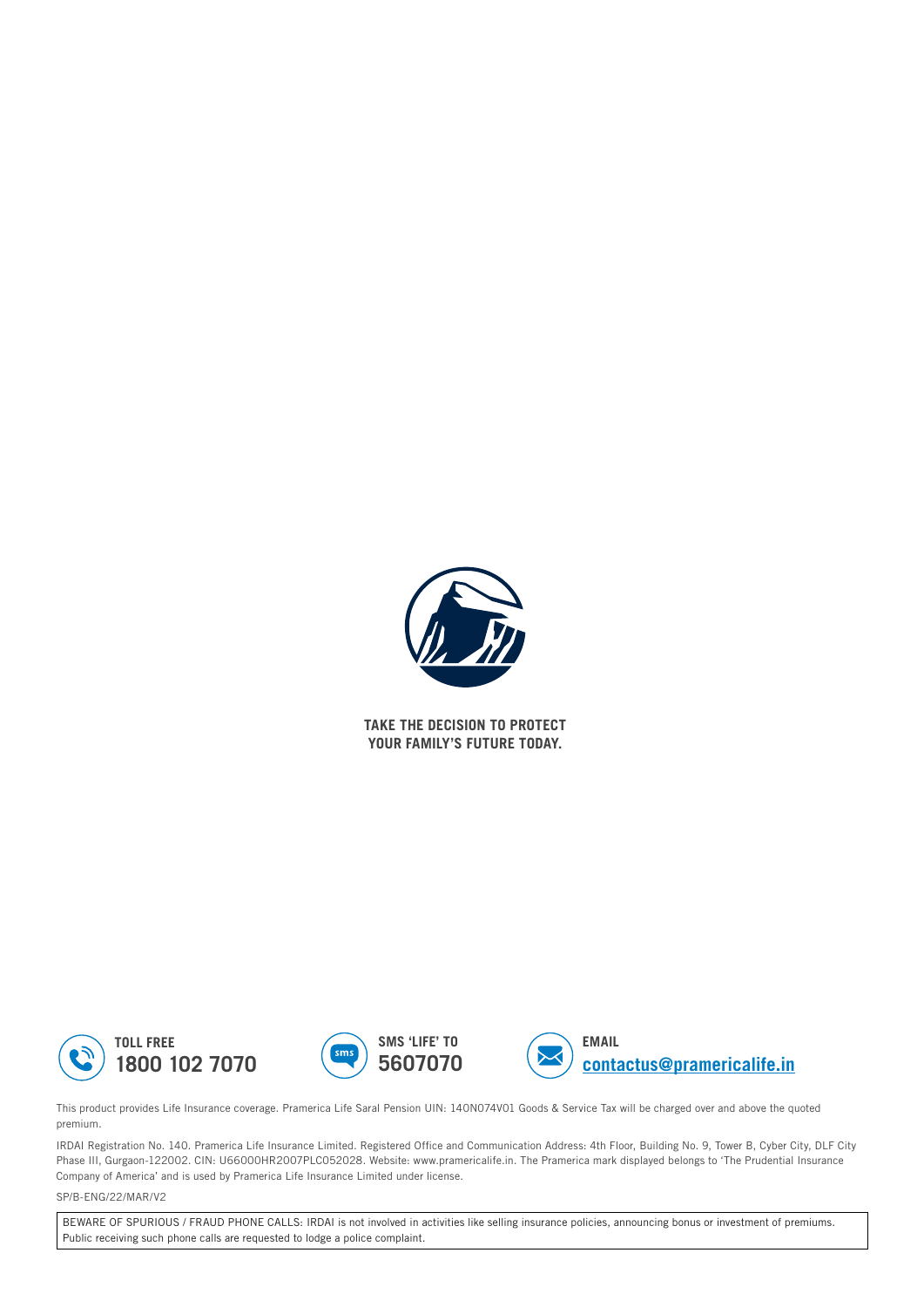**TAKE THE DECISION TO PROTECT YOUR FAMILY'S FUTURE TODAY.**

**TOLL FREE**
**1800 102 7070**

**SMS 'LIFE' TO**
**5607070**

**EMAIL**
**contactus@pramericalife.in**

This product provides Life Insurance coverage. Pramerica Life Saral Pension UIN: 140N074V01 Goods & Service Tax will be charged over and above the quoted premium.

IRDAI Registration No. 140. Pramerica Life Insurance Limited. Registered Office and Communication Address: 4th Floor, Building No. 9, Tower B, Cyber City, DLF City Phase III, Gurgaon-122002. CIN: U66000HR2007PLC052028. Website: www.pramericalife.in. The Pramerica mark displayed belongs to 'The Prudential Insurance Company of America' and is used by Pramerica Life Insurance Limited under license.

SP/B-ENG/22/MAR/V2

BEWARE OF SPURIOUS / FRAUD PHONE CALLS: IRDAI is not involved in activities like selling insurance policies, announcing bonus or investment of premiums. Public receiving such phone calls are requested to lodge a police complaint.